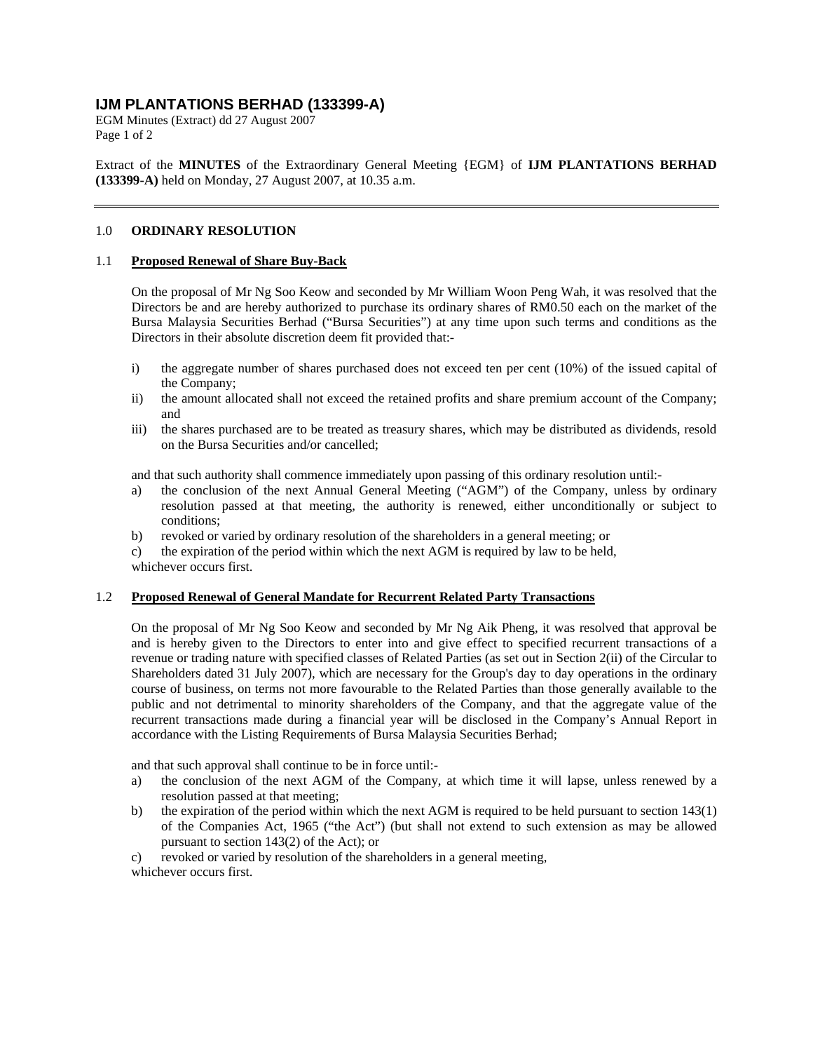# IJM PLANTATIONS BERHAD (133399-A)

Extract of the **MINUTES** of the Extraordinary General Meeting {EGM} of **IJM PLANTATIONS BERHAD (133399-A)** held on Monday, 27 August 2007, at 10.35 a.m.

---

## 1.0 ORDINARY RESOLUTION

### 1.1 Proposed Renewal of Share Buy-Back

On the proposal of Mr Ng Soo Keow and seconded by Mr William Woon Peng Wah, it was resolved that the Directors be and are hereby authorized to purchase its ordinary shares of RM0.50 each on the market of the Bursa Malaysia Securities Berhad ("Bursa Securities") at any time upon such terms and conditions as the Directors in their absolute discretion deem fit provided that:-

i) the aggregate number of shares purchased does not exceed ten per cent (10%) of the issued capital of the Company;
ii) the amount allocated shall not exceed the retained profits and share premium account of the Company; and
iii) the shares purchased are to be treated as treasury shares, which may be distributed as dividends, resold on the Bursa Securities and/or cancelled;

and that such authority shall commence immediately upon passing of this ordinary resolution until:-

a) the conclusion of the next Annual General Meeting ("AGM") of the Company, unless by ordinary resolution passed at that meeting, the authority is renewed, either unconditionally or subject to conditions;
b) revoked or varied by ordinary resolution of the shareholders in a general meeting; or
c) the expiration of the period within which the next AGM is required by law to be held,

whichever occurs first.

### 1.2 Proposed Renewal of General Mandate for Recurrent Related Party Transactions

On the proposal of Mr Ng Soo Keow and seconded by Mr Ng Aik Pheng, it was resolved that approval be and is hereby given to the Directors to enter into and give effect to specified recurrent transactions of a revenue or trading nature with specified classes of Related Parties (as set out in Section 2(ii) of the Circular to Shareholders dated 31 July 2007), which are necessary for the Group's day to day operations in the ordinary course of business, on terms not more favourable to the Related Parties than those generally available to the public and not detrimental to minority shareholders of the Company, and that the aggregate value of the recurrent transactions made during a financial year will be disclosed in the Company's Annual Report in accordance with the Listing Requirements of Bursa Malaysia Securities Berhad;

and that such approval shall continue to be in force until:-

a) the conclusion of the next AGM of the Company, at which time it will lapse, unless renewed by a resolution passed at that meeting;
b) the expiration of the period within which the next AGM is required to be held pursuant to section 143(1) of the Companies Act, 1965 ("the Act") (but shall not extend to such extension as may be allowed pursuant to section 143(2) of the Act); or
c) revoked or varied by resolution of the shareholders in a general meeting,

whichever occurs first.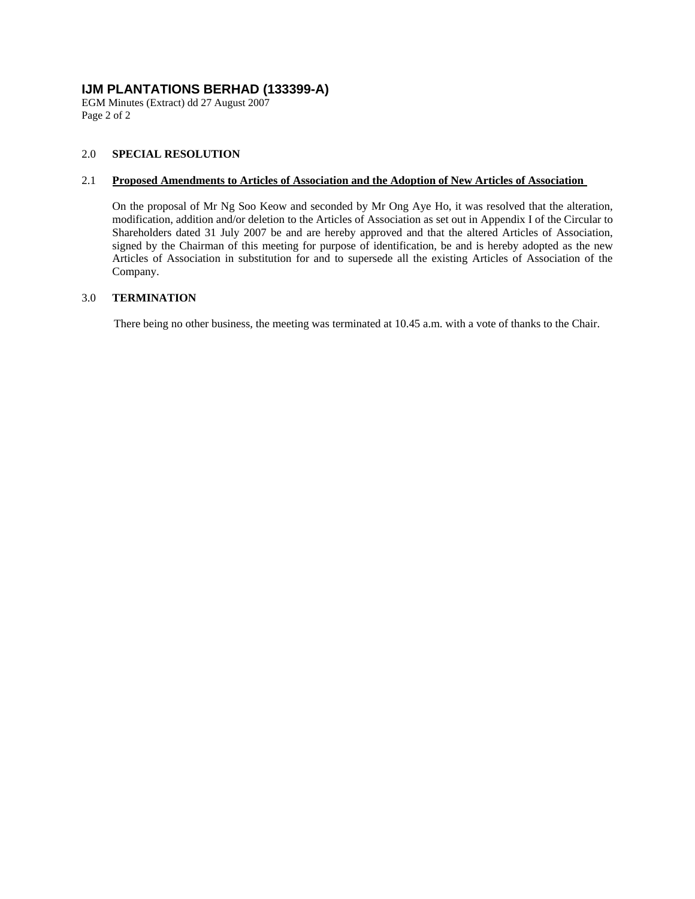## 2.0 SPECIAL RESOLUTION

### 2.1 Proposed Amendments to Articles of Association and the Adoption of New Articles of Association

On the proposal of Mr Ng Soo Keow and seconded by Mr Ong Aye Ho, it was resolved that the alteration, modification, addition and/or deletion to the Articles of Association as set out in Appendix I of the Circular to Shareholders dated 31 July 2007 be and are hereby approved and that the altered Articles of Association, signed by the Chairman of this meeting for purpose of identification, be and is hereby adopted as the new Articles of Association in substitution for and to supersede all the existing Articles of Association of the Company.

## 3.0 TERMINATION

There being no other business, the meeting was terminated at 10.45 a.m. with a vote of thanks to the Chair.